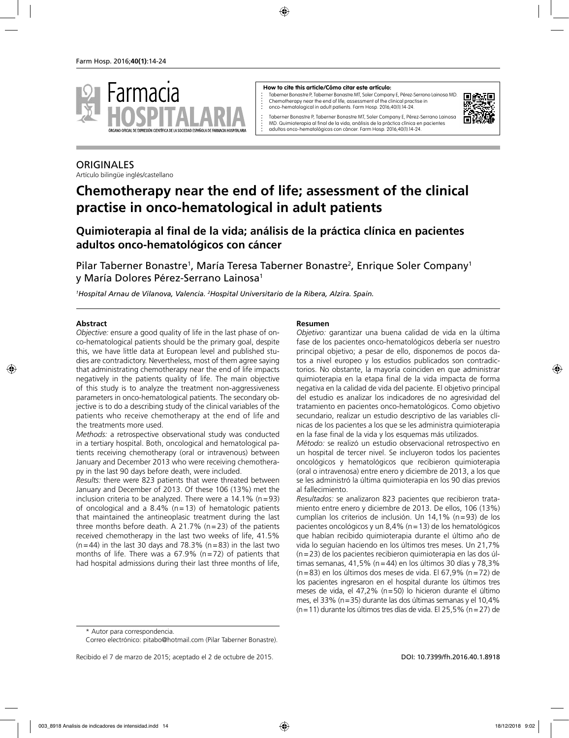**How to cite this article/Cómo citar este artículo:**

Taberner Bonastre P, Taberner Bonastre MT, Soler Company E, Pérez-Serrano Lainosa MD. Chemotherapy near the end of life; assessment of the clinical practise in onco-hematological in adult patients. Farm Hosp. 2016;40(1):14-24.

Taberner Bonastre P, Taberner Bonastre MT, Soler Company E, Pérez-Serrano Lainosa MD. Quimioterapia al final de la vida; análisis de la práctica clínica en pacientes adultos onco-hematológicos con cáncer. Farm Hosp. 2016;40(1):14-24.

ORIGINALES

Artículo bilingüe inglés/castellano

# Chemotherapy near the end of life; assessment of the clinical practise in onco-hematological in adult patients

## Quimioterapia al final de la vida; análisis de la práctica clínica en pacientes adultos onco-hematológicos con cáncer

Pilar Taberner Bonastre[1], María Teresa Taberner Bonastre[2], Enrique Soler Company[1] y María Dolores Pérez-Serrano Lainosa[1]

*[1]Hospital Arnau de Vilanova, Valencia. [2]Hospital Universitario de la Ribera, Alzira. Spain.*

### Abstract

*Objective:* ensure a good quality of life in the last phase of onco-hematological patients should be the primary goal, despite this, we have little data at European level and published studies are contradictory. Nevertheless, most of them agree saying that administrating chemotherapy near the end of life impacts negatively in the patients quality of life. The main objective of this study is to analyze the treatment non-aggressiveness parameters in onco-hematological patients. The secondary objective is to do a describing study of the clinical variables of the patients who receive chemotherapy at the end of life and the treatments more used.

*Methods:* a retrospective observational study was conducted in a tertiary hospital. Both, oncological and hematological patients receiving chemotherapy (oral or intravenous) between January and December 2013 who were receiving chemotherapy in the last 90 days before death, were included.

*Results:* there were 823 patients that were threated between January and December of 2013. Of these 106 (13%) met the inclusion criteria to be analyzed. There were a 14.1% (n=93) of oncological and a 8.4% (n=13) of hematologic patients that maintained the antineoplasic treatment during the last three months before death. A 21.7% (n=23) of the patients received chemotherapy in the last two weeks of life, 41.5% (n=44) in the last 30 days and 78.3% (n=83) in the last two months of life. There was a 67.9% (n=72) of patients that had hospital admissions during their last three months of life,

### Resumen

*Objetivo:* garantizar una buena calidad de vida en la última fase de los pacientes onco-hematológicos debería ser nuestro principal objetivo; a pesar de ello, disponemos de pocos datos a nivel europeo y los estudios publicados son contradictorios. No obstante, la mayoría coinciden en que administrar quimioterapia en la etapa final de la vida impacta de forma negativa en la calidad de vida del paciente. El objetivo principal del estudio es analizar los indicadores de no agresividad del tratamiento en pacientes onco-hematológicos. Como objetivo secundario, realizar un estudio descriptivo de las variables clínicas de los pacientes a los que se les administra quimioterapia en la fase final de la vida y los esquemas más utilizados.

*Método:* se realizó un estudio observacional retrospectivo en un hospital de tercer nivel. Se incluyeron todos los pacientes oncológicos y hematológicos que recibieron quimioterapia (oral o intravenosa) entre enero y diciembre de 2013, a los que se les administró la última quimioterapia en los 90 días previos al fallecimiento.

*Resultados:* se analizaron 823 pacientes que recibieron tratamiento entre enero y diciembre de 2013. De ellos, 106 (13%) cumplían los criterios de inclusión. Un 14,1% (n=93) de los pacientes oncológicos y un 8,4% (n=13) de los hematológicos que habían recibido quimioterapia durante el último año de vida lo seguían haciendo en los últimos tres meses. Un 21,7% (n=23) de los pacientes recibieron quimioterapia en las dos últimas semanas, 41,5% (n=44) en los últimos 30 días y 78,3% (n=83) en los últimos dos meses de vida. El 67,9% (n=72) de los pacientes ingresaron en el hospital durante los últimos tres meses de vida, el 47,2% (n=50) lo hicieron durante el último mes, el 33% (n=35) durante las dos últimas semanas y el 10,4% (n=11) durante los últimos tres días de vida. El 25,5% (n=27) de

\* Autor para correspondencia.

Correo electrónico: pitabo@hotmail.com (Pilar Taberner Bonastre).

Recibido el 7 de marzo de 2015; aceptado el 2 de octubre de 2015.

DOI: 10.7399/fh.2016.40.1.8918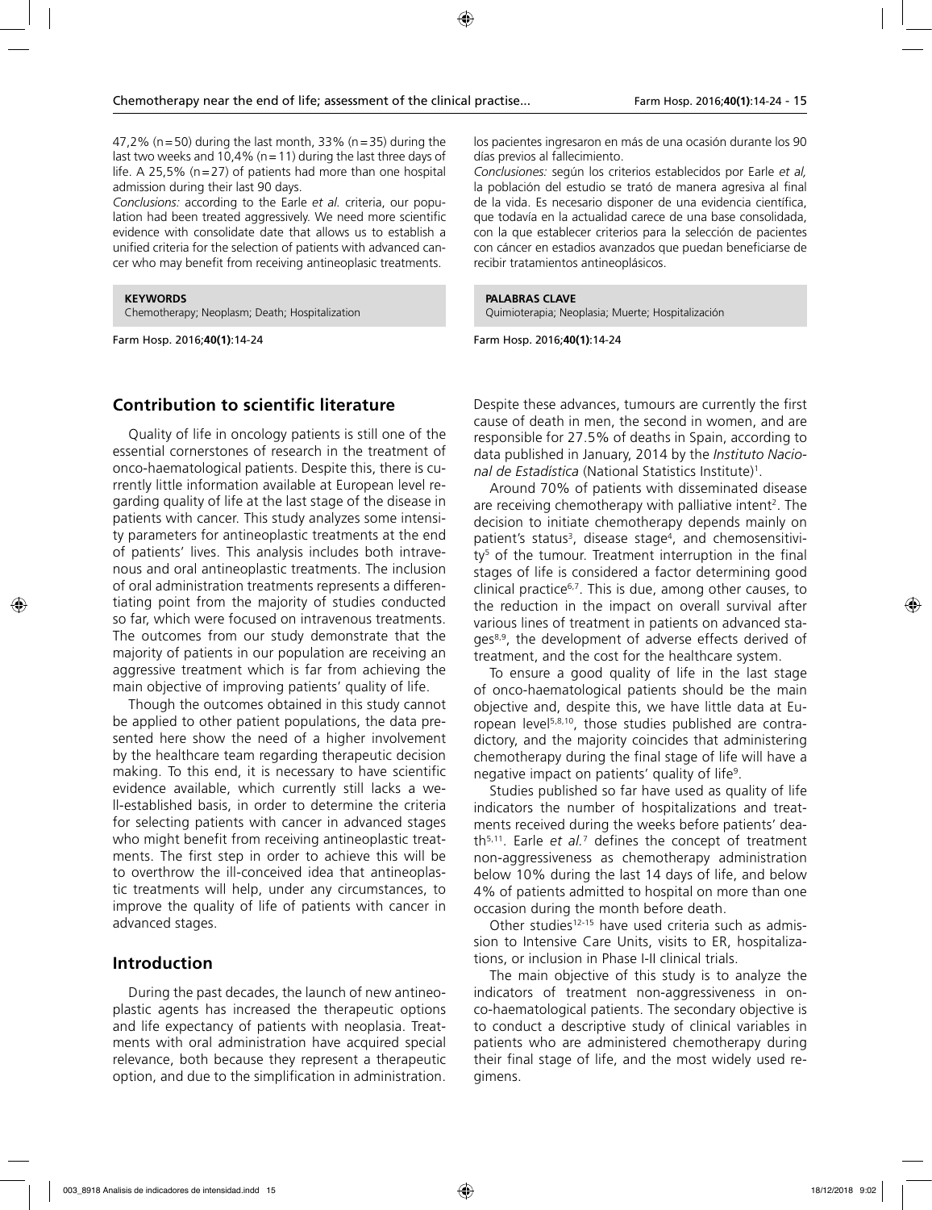47,2% (n=50) during the last month, 33% (n=35) during the last two weeks and 10,4% (n=11) during the last three days of life. A 25,5% (n=27) of patients had more than one hospital admission during their last 90 days.

*Conclusions:* according to the Earle *et al.* criteria, our population had been treated aggressively. We need more scientific evidence with consolidate date that allows us to establish a unified criteria for the selection of patients with advanced cancer who may benefit from receiving antineoplasic treatments.

**KEYWORDS**
Chemotherapy; Neoplasm; Death; Hospitalization

Farm Hosp. 2016;**40(1)**:14-24

los pacientes ingresaron en más de una ocasión durante los 90 días previos al fallecimiento.

*Conclusiones:* según los criterios establecidos por Earle *et al,* la población del estudio se trató de manera agresiva al final de la vida. Es necesario disponer de una evidencia científica, que todavía en la actualidad carece de una base consolidada, con la que establecer criterios para la selección de pacientes con cáncer en estadios avanzados que puedan beneficiarse de recibir tratamientos antineoplásicos.

**PALABRAS CLAVE**
Quimioterapia; Neoplasia; Muerte; Hospitalización

Farm Hosp. 2016;**40(1)**:14-24

## Contribution to scientific literature

Quality of life in oncology patients is still one of the essential cornerstones of research in the treatment of onco-haematological patients. Despite this, there is currently little information available at European level regarding quality of life at the last stage of the disease in patients with cancer. This study analyzes some intensity parameters for antineoplastic treatments at the end of patients' lives. This analysis includes both intravenous and oral antineoplastic treatments. The inclusion of oral administration treatments represents a differentiating point from the majority of studies conducted so far, which were focused on intravenous treatments. The outcomes from our study demonstrate that the majority of patients in our population are receiving an aggressive treatment which is far from achieving the main objective of improving patients' quality of life.

Though the outcomes obtained in this study cannot be applied to other patient populations, the data presented here show the need of a higher involvement by the healthcare team regarding therapeutic decision making. To this end, it is necessary to have scientific evidence available, which currently still lacks a well-established basis, in order to determine the criteria for selecting patients with cancer in advanced stages who might benefit from receiving antineoplastic treatments. The first step in order to achieve this will be to overthrow the ill-conceived idea that antineoplastic treatments will help, under any circumstances, to improve the quality of life of patients with cancer in advanced stages.

## Introduction

During the past decades, the launch of new antineoplastic agents has increased the therapeutic options and life expectancy of patients with neoplasia. Treatments with oral administration have acquired special relevance, both because they represent a therapeutic option, and due to the simplification in administration. Despite these advances, tumours are currently the first cause of death in men, the second in women, and are responsible for 27.5% of deaths in Spain, according to data published in January, 2014 by the *Instituto Nacional de Estadística* (National Statistics Institute)[1].

Around 70% of patients with disseminated disease are receiving chemotherapy with palliative intent[2]. The decision to initiate chemotherapy depends mainly on patient's status[3], disease stage[4], and chemosensitivity[5] of the tumour. Treatment interruption in the final stages of life is considered a factor determining good clinical practice[6,7]. This is due, among other causes, to the reduction in the impact on overall survival after various lines of treatment in patients on advanced stages[8,9], the development of adverse effects derived of treatment, and the cost for the healthcare system.

To ensure a good quality of life in the last stage of onco-haematological patients should be the main objective and, despite this, we have little data at European level[5,8,10], those studies published are contradictory, and the majority coincides that administering chemotherapy during the final stage of life will have a negative impact on patients' quality of life[9].

Studies published so far have used as quality of life indicators the number of hospitalizations and treatments received during the weeks before patients' death[5,11]. Earle *et al.*[7] defines the concept of treatment non-aggressiveness as chemotherapy administration below 10% during the last 14 days of life, and below 4% of patients admitted to hospital on more than one occasion during the month before death.

Other studies[12-15] have used criteria such as admission to Intensive Care Units, visits to ER, hospitalizations, or inclusion in Phase I-II clinical trials.

The main objective of this study is to analyze the indicators of treatment non-aggressiveness in onco-haematological patients. The secondary objective is to conduct a descriptive study of clinical variables in patients who are administered chemotherapy during their final stage of life, and the most widely used regimens.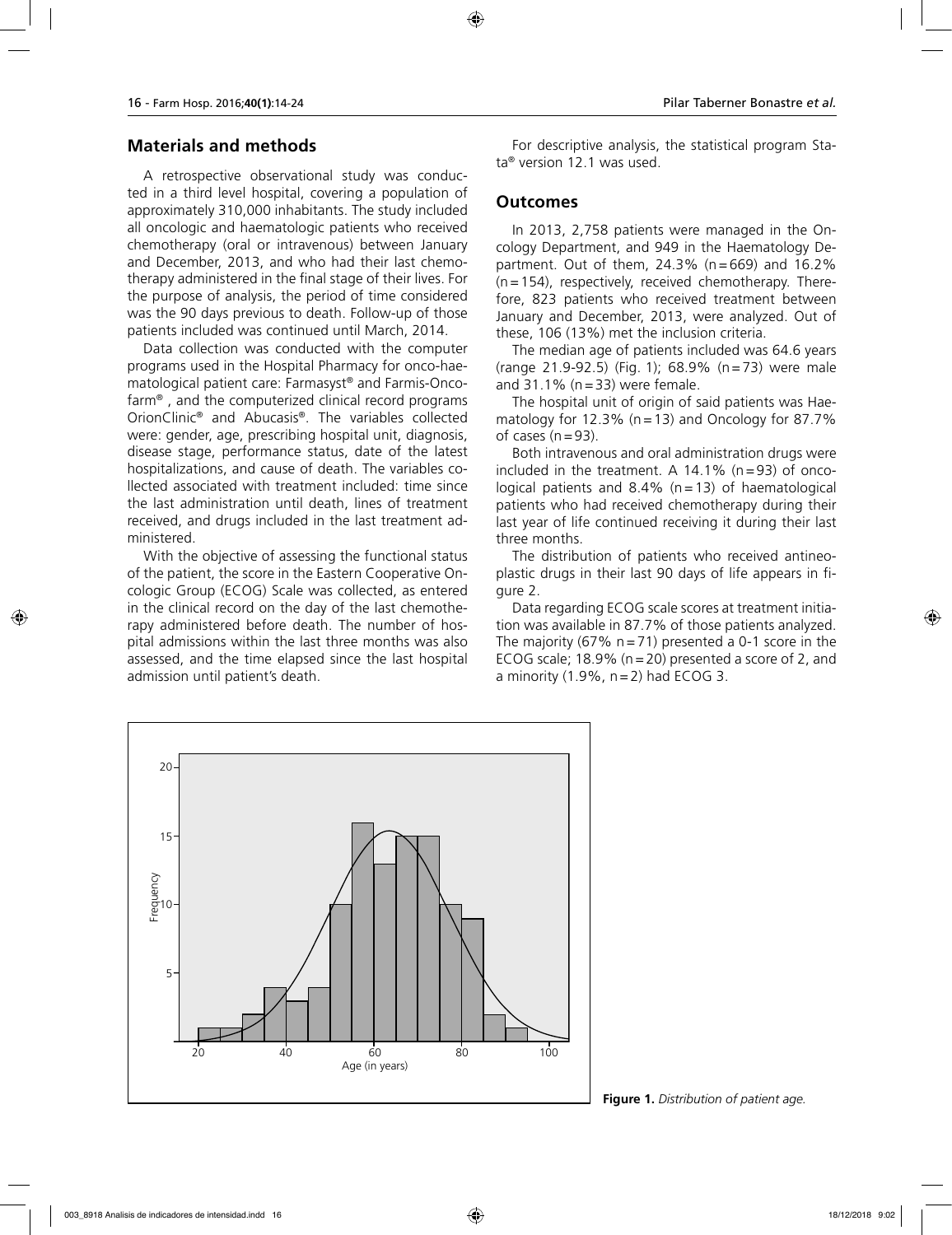## Materials and methods

A retrospective observational study was conducted in a third level hospital, covering a population of approximately 310,000 inhabitants. The study included all oncologic and haematologic patients who received chemotherapy (oral or intravenous) between January and December, 2013, and who had their last chemotherapy administered in the final stage of their lives. For the purpose of analysis, the period of time considered was the 90 days previous to death. Follow-up of those patients included was continued until March, 2014.

Data collection was conducted with the computer programs used in the Hospital Pharmacy for onco-haematological patient care: Farmasyst® and Farmis-Oncofarm® , and the computerized clinical record programs OrionClinic® and Abucasis®. The variables collected were: gender, age, prescribing hospital unit, diagnosis, disease stage, performance status, date of the latest hospitalizations, and cause of death. The variables collected associated with treatment included: time since the last administration until death, lines of treatment received, and drugs included in the last treatment administered.

With the objective of assessing the functional status of the patient, the score in the Eastern Cooperative Oncologic Group (ECOG) Scale was collected, as entered in the clinical record on the day of the last chemotherapy administered before death. The number of hospital admissions within the last three months was also assessed, and the time elapsed since the last hospital admission until patient's death.

For descriptive analysis, the statistical program Stata® version 12.1 was used.

## Outcomes

In 2013, 2,758 patients were managed in the Oncology Department, and 949 in the Haematology Department. Out of them, 24.3% (n=669) and 16.2% (n=154), respectively, received chemotherapy. Therefore, 823 patients who received treatment between January and December, 2013, were analyzed. Out of these, 106 (13%) met the inclusion criteria.

The median age of patients included was 64.6 years (range 21.9-92.5) (Fig. 1); 68.9% (n=73) were male and 31.1% (n=33) were female.

The hospital unit of origin of said patients was Haematology for 12.3% (n=13) and Oncology for 87.7% of cases (n=93).

Both intravenous and oral administration drugs were included in the treatment. A 14.1% (n=93) of oncological patients and 8.4% (n=13) of haematological patients who had received chemotherapy during their last year of life continued receiving it during their last three months.

The distribution of patients who received antineoplastic drugs in their last 90 days of life appears in figure 2.

Data regarding ECOG scale scores at treatment initiation was available in 87.7% of those patients analyzed. The majority (67% n=71) presented a 0-1 score in the ECOG scale; 18.9% (n=20) presented a score of 2, and a minority (1.9%, n=2) had ECOG 3.

20
15
Frequency
10
5
20
40
60
80
100
Age (in years)

**Figure 1.** *Distribution of patient age.*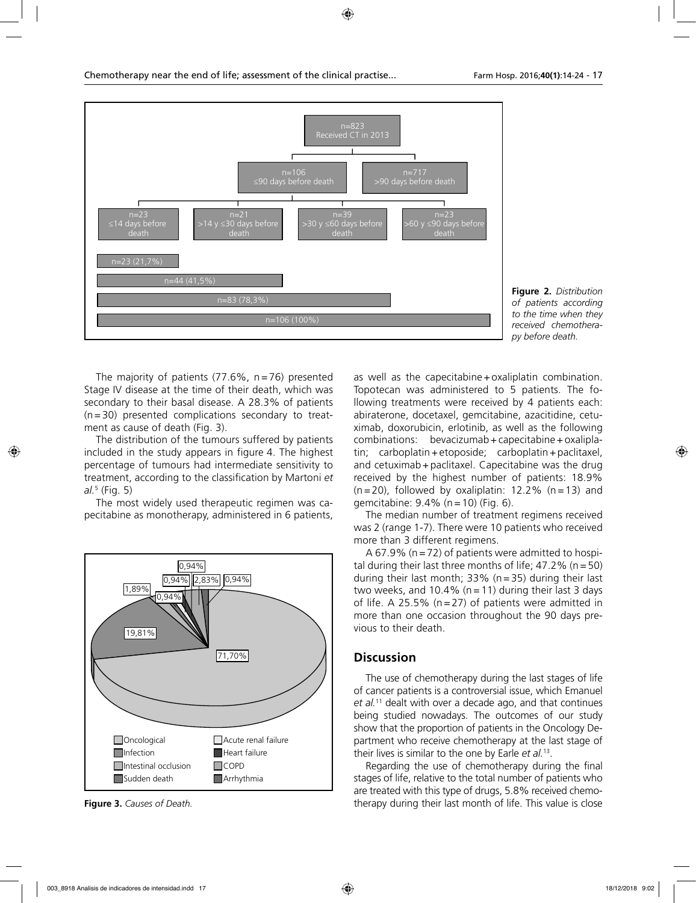n=823
Received CT in 2013

n=106
≤90 days before death

n=717
>90 days before death

n=23
≤14 days before death

n=21
>14 y ≤30 days before death

n=39
>30 y ≤60 days before death

n=23
>60 y ≤90 days before death

n=23 (21,7%)

n=44 (41,5%)

n=83 (78,3%)

n=106 (100%)

**Figure 2.** *Distribution of patients according to the time when they received chemotherapy before death.*

The majority of patients (77.6%, n = 76) presented Stage IV disease at the time of their death, which was secondary to their basal disease. A 28.3% of patients (n = 30) presented complications secondary to treatment as cause of death (Fig. 3).

The distribution of the tumours suffered by patients included in the study appears in figure 4. The highest percentage of tumours had intermediate sensitivity to treatment, according to the classification by Martoni *et al.*[5] (Fig. 5)

The most widely used therapeutic regimen was capecitabine as monotherapy, administered in 6 patients, as well as the capecitabine + oxaliplatin combination. Topotecan was administered to 5 patients. The following treatments were received by 4 patients each: abiraterone, docetaxel, gemcitabine, azacitidine, cetuximab, doxorubicin, erlotinib, as well as the following combinations: bevacizumab + capecitabine + oxaliplatin; carboplatin + etoposide; carboplatin + paclitaxel, and cetuximab + paclitaxel. Capecitabine was the drug received by the highest number of patients: 18.9% (n = 20), followed by oxaliplatin: 12.2% (n = 13) and gemcitabine: 9.4% (n = 10) (Fig. 6).

The median number of treatment regimens received was 2 (range 1-7). There were 10 patients who received more than 3 different regimens.

A 67.9% (n = 72) of patients were admitted to hospital during their last three months of life; 47.2% (n = 50) during their last month; 33% (n = 35) during their last two weeks, and 10.4% (n = 11) during their last 3 days of life. A 25.5% (n = 27) of patients were admitted in more than one occasion throughout the 90 days previous to their death.

0,94%
0,94%
2,83%
0,94%
1,89%
0,94%
19,81%
71,70%

Oncological
Acute renal failure
Infection
Heart failure
Intestinal occlusion
COPD
Sudden death
Arrhythmia

**Figure 3.** *Causes of Death.*

## Discussion

The use of chemotherapy during the last stages of life of cancer patients is a controversial issue, which Emanuel *et al.*[11] dealt with over a decade ago, and that continues being studied nowadays. The outcomes of our study show that the proportion of patients in the Oncology Department who receive chemotherapy at the last stage of their lives is similar to the one by Earle *et al.*[13].

Regarding the use of chemotherapy during the final stages of life, relative to the total number of patients who are treated with this type of drugs, 5.8% received chemotherapy during their last month of life. This value is close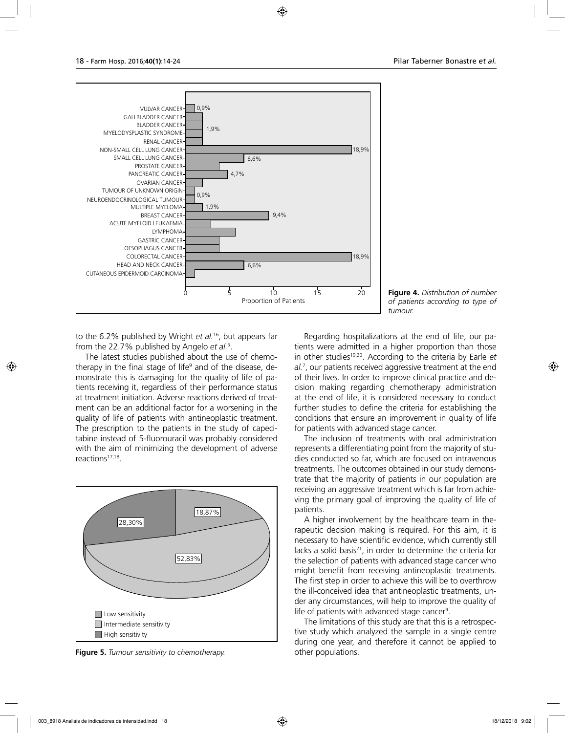VULVAR CANCER
GALLBLADDER CANCER
BLADDER CANCER
MYELODYSPLASTIC SYNDROME
RENAL CANCER
NON-SMALL CELL LUNG CANCER
SMALL CELL LUNG CANCER
PROSTATE CANCER
PANCREATIC CANCER
OVARIAN CANCER
TUMOUR OF UNKNOWN ORIGIN
NEUROENDOCRINOLOGICAL TUMOUR
MULTIPLE MYELOMA
BREAST CANCER
ACUTE MYELOID LEUKAEMIA
LYMPHOMA
GASTRIC CANCER
OESOPHAGUS CANCER
COLORECTAL CANCER
HEAD AND NECK CANCER
CUTANEOUS EPIDERMOID CARCINOMA

0,9%
1,9%
18,9%
6,6%
4,7%
0,9%
1,9%
9,4%
18,9%
6,6%

0 5 10 15 20
Proportion of Patients

**Figure 4.** *Distribution of number of patients according to type of tumour.*

to the 6.2% published by Wright *et al.*[16], but appears far from the 22.7% published by Angelo *et al.*[5].

The latest studies published about the use of chemotherapy in the final stage of life[9] and of the disease, demonstrate this is damaging for the quality of life of patients receiving it, regardless of their performance status at treatment initiation. Adverse reactions derived of treatment can be an additional factor for a worsening in the quality of life of patients with antineoplastic treatment. The prescription to the patients in the study of capecitabine instead of 5-fluorouracil was probably considered with the aim of minimizing the development of adverse reactions[17,18].

18,87%
28,30%
52,83%

Low sensitivity
Intermediate sensitivity
High sensitivity

**Figure 5.** *Tumour sensitivity to chemotherapy.*

Regarding hospitalizations at the end of life, our patients were admitted in a higher proportion than those in other studies[19,20]. According to the criteria by Earle *et al.*[7], our patients received aggressive treatment at the end of their lives. In order to improve clinical practice and decision making regarding chemotherapy administration at the end of life, it is considered necessary to conduct further studies to define the criteria for establishing the conditions that ensure an improvement in quality of life for patients with advanced stage cancer.

The inclusion of treatments with oral administration represents a differentiating point from the majority of studies conducted so far, which are focused on intravenous treatments. The outcomes obtained in our study demonstrate that the majority of patients in our population are receiving an aggressive treatment which is far from achieving the primary goal of improving the quality of life of patients.

A higher involvement by the healthcare team in therapeutic decision making is required. For this aim, it is necessary to have scientific evidence, which currently still lacks a solid basis[21], in order to determine the criteria for the selection of patients with advanced stage cancer who might benefit from receiving antineoplastic treatments. The first step in order to achieve this will be to overthrow the ill-conceived idea that antineoplastic treatments, under any circumstances, will help to improve the quality of life of patients with advanced stage cancer[9].

The limitations of this study are that this is a retrospective study which analyzed the sample in a single centre during one year, and therefore it cannot be applied to other populations.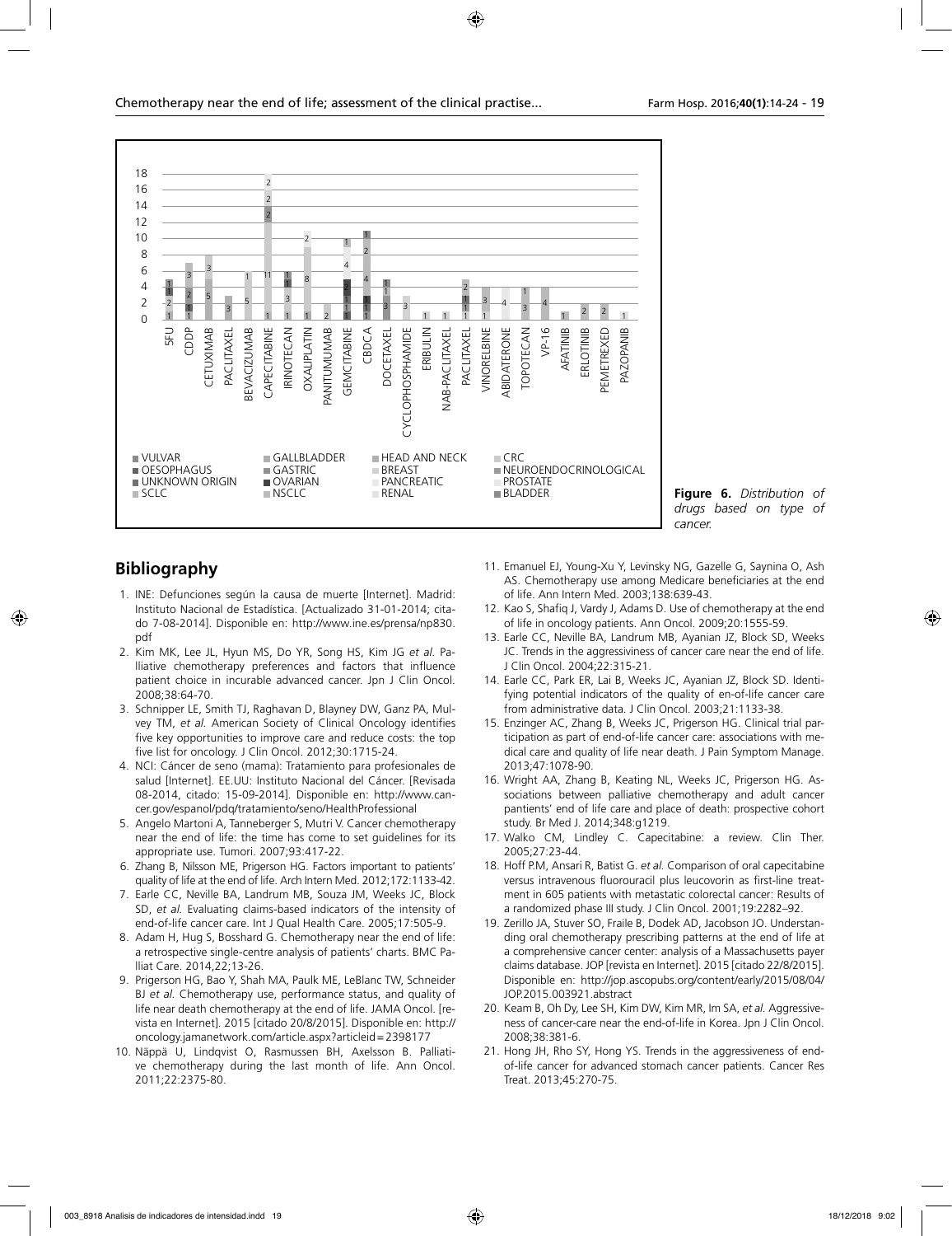18
16
14
12
10
8
6
4
2
0

5FU
CDDP
CETUXIMAB
PACLITAXEL
BEVACIZUMAB
CAPECITABINE
IRINOTECAN
OXALIPLATIN
PANITUMUMAB
GEMCITABINE
CBDCA
DOCETAXEL
CYCLOPHOSPHAMIDE
ERIBULIN
NAB-PACLITAXEL
PACLITAXEL
VINORELBINE
ABIDATERONE
TOPOTECAN
VP-16
AFATINIB
ERLOTINIB
PEMETREXED
PAZOPANIB

VULVAR
OESOPHAGUS
UNKNOWN ORIGIN
SCLC
GALLBLADDER
GASTRIC
OVARIAN
NSCLC
HEAD AND NECK
BREAST
PANCREATIC
RENAL
CRC
NEUROENDOCRINOLOGICAL
PROSTATE
BLADDER

**Figure 6.** *Distribution of drugs based on type of cancer.*

## Bibliography

1. INE: Defunciones según la causa de muerte [Internet]. Madrid: Instituto Nacional de Estadística. [Actualizado 31-01-2014; citado 7-08-2014]. Disponible en: http://www.ine.es/prensa/np830.pdf
2. Kim MK, Lee JL, Hyun MS, Do YR, Song HS, Kim JG *et al.* Palliative chemotherapy preferences and factors that influence patient choice in incurable advanced cancer. Jpn J Clin Oncol. 2008;38:64-70.
3. Schnipper LE, Smith TJ, Raghavan D, Blayney DW, Ganz PA, Mulvey TM, *et al.* American Society of Clinical Oncology identifies five key opportunities to improve care and reduce costs: the top five list for oncology. J Clin Oncol. 2012;30:1715-24.
4. NCI: Cáncer de seno (mama): Tratamiento para profesionales de salud [Internet]. EE.UU: Instituto Nacional del Cáncer. [Revisada 08-2014, citado: 15-09-2014]. Disponible en: http://www.cancer.gov/espanol/pdq/tratamiento/seno/HealthProfessional
5. Angelo Martoni A, Tanneberger S, Mutri V. Cancer chemotherapy near the end of life: the time has come to set guidelines for its appropriate use. Tumori. 2007;93:417-22.
6. Zhang B, Nilsson ME, Prigerson HG. Factors important to patients' quality of life at the end of life. Arch Intern Med. 2012;172:1133-42.
7. Earle CC, Neville BA, Landrum MB, Souza JM, Weeks JC, Block SD, *et al.* Evaluating claims-based indicators of the intensity of end-of-life cancer care. Int J Qual Health Care. 2005;17:505-9.
8. Adam H, Hug S, Bosshard G. Chemotherapy near the end of life: a retrospective single-centre analysis of patients' charts. BMC Palliat Care. 2014,22;13-26.
9. Prigerson HG, Bao Y, Shah MA, Paulk ME, LeBlanc TW, Schneider BJ *et al.* Chemotherapy use, performance status, and quality of life near death chemotherapy at the end of life. JAMA Oncol. [revista en Internet]. 2015 [citado 20/8/2015]. Disponible en: http://oncology.jamanetwork.com/article.aspx?articleid=2398177
10. Näppä U, Lindqvist O, Rasmussen BH, Axelsson B. Palliative chemotherapy during the last month of life. Ann Oncol. 2011;22:2375-80.
11. Emanuel EJ, Young-Xu Y, Levinsky NG, Gazelle G, Saynina O, Ash AS. Chemotherapy use among Medicare beneficiaries at the end of life. Ann Intern Med. 2003;138:639-43.
12. Kao S, Shafiq J, Vardy J, Adams D. Use of chemotherapy at the end of life in oncology patients. Ann Oncol. 2009;20:1555-59.
13. Earle CC, Neville BA, Landrum MB, Ayanian JZ, Block SD, Weeks JC. Trends in the aggressiviness of cancer care near the end of life. J Clin Oncol. 2004;22:315-21.
14. Earle CC, Park ER, Lai B, Weeks JC, Ayanian JZ, Block SD. Identifying potential indicators of the quality of en-of-life cancer care from administrative data. J Clin Oncol. 2003;21:1133-38.
15. Enzinger AC, Zhang B, Weeks JC, Prigerson HG. Clinical trial participation as part of end-of-life cancer care: associations with medical care and quality of life near death. J Pain Symptom Manage. 2013;47:1078-90.
16. Wright AA, Zhang B, Keating NL, Weeks JC, Prigerson HG. Associations between palliative chemotherapy and adult cancer pantients' end of life care and place of death: prospective cohort study. Br Med J. 2014;348:g1219.
17. Walko CM, Lindley C. Capecitabine: a review. Clin Ther. 2005;27:23-44.
18. Hoff P.M, Ansari R, Batist G. *et al.* Comparison of oral capecitabine versus intravenous fluorouracil plus leucovorin as first-line treatment in 605 patients with metastatic colorectal cancer: Results of a randomized phase III study. J Clin Oncol. 2001;19:2282–92.
19. Zerillo JA, Stuver SO, Fraile B, Dodek AD, Jacobson JO. Understanding oral chemotherapy prescribing patterns at the end of life at a comprehensive cancer center: analysis of a Massachusetts payer claims database. JOP [revista en Internet]. 2015 [citado 22/8/2015]. Disponible en: http://jop.ascopubs.org/content/early/2015/08/04/JOP.2015.003921.abstract
20. Keam B, Oh Dy, Lee SH, Kim DW, Kim MR, Im SA, *et al.* Aggressiveness of cancer-care near the end-of-life in Korea. Jpn J Clin Oncol. 2008;38:381-6.
21. Hong JH, Rho SY, Hong YS. Trends in the aggressiveness of end-of-life cancer for advanced stomach cancer patients. Cancer Res Treat. 2013;45:270-75.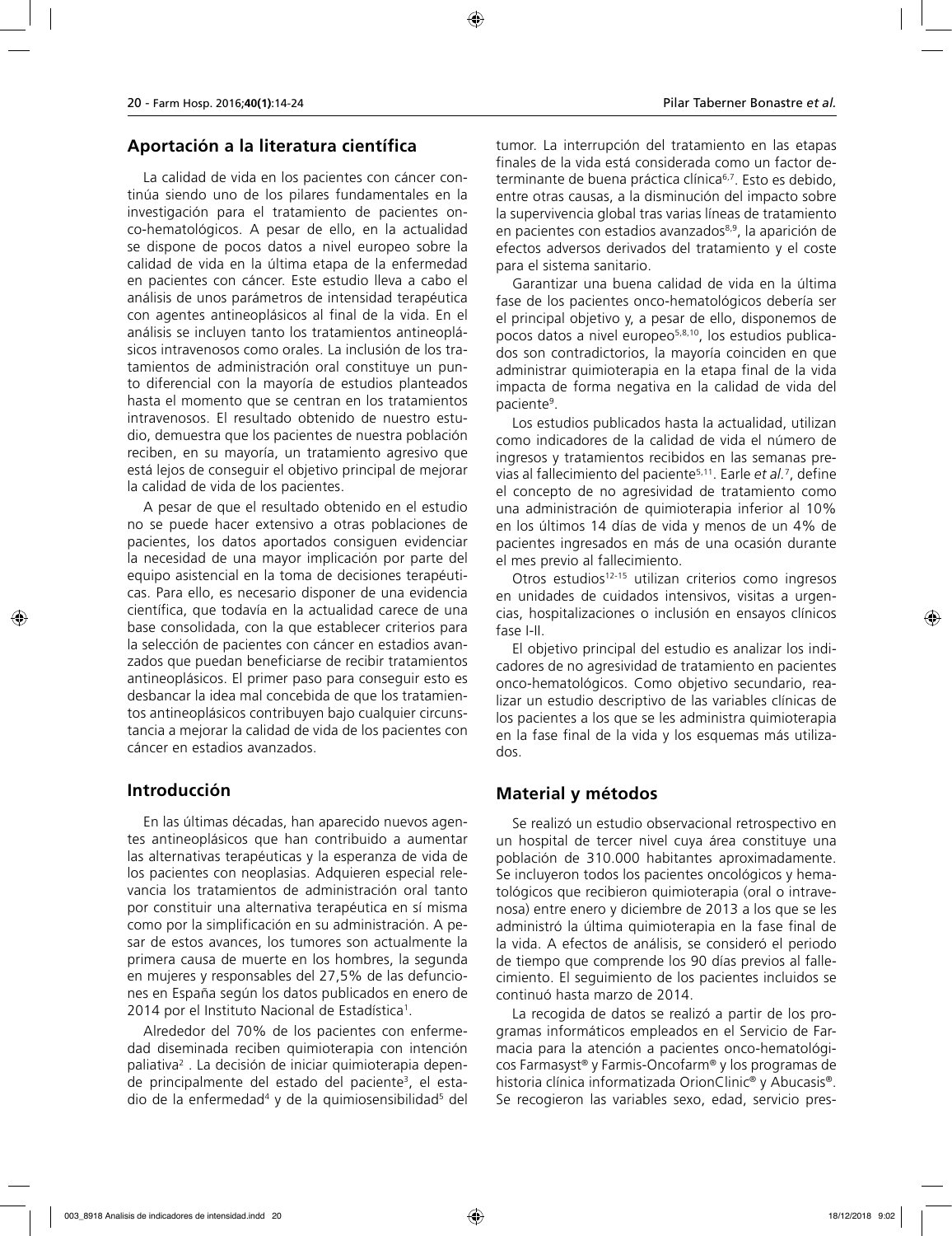## Aportación a la literatura científica

La calidad de vida en los pacientes con cáncer continúa siendo uno de los pilares fundamentales en la investigación para el tratamiento de pacientes onco-hematológicos. A pesar de ello, en la actualidad se dispone de pocos datos a nivel europeo sobre la calidad de vida en la última etapa de la enfermedad en pacientes con cáncer. Este estudio lleva a cabo el análisis de unos parámetros de intensidad terapéutica con agentes antineoplásicos al final de la vida. En el análisis se incluyen tanto los tratamientos antineoplásicos intravenosos como orales. La inclusión de los tratamientos de administración oral constituye un punto diferencial con la mayoría de estudios planteados hasta el momento que se centran en los tratamientos intravenosos. El resultado obtenido de nuestro estudio, demuestra que los pacientes de nuestra población reciben, en su mayoría, un tratamiento agresivo que está lejos de conseguir el objetivo principal de mejorar la calidad de vida de los pacientes.

A pesar de que el resultado obtenido en el estudio no se puede hacer extensivo a otras poblaciones de pacientes, los datos aportados consiguen evidenciar la necesidad de una mayor implicación por parte del equipo asistencial en la toma de decisiones terapéuticas. Para ello, es necesario disponer de una evidencia científica, que todavía en la actualidad carece de una base consolidada, con la que establecer criterios para la selección de pacientes con cáncer en estadios avanzados que puedan beneficiarse de recibir tratamientos antineoplásicos. El primer paso para conseguir esto es desbancar la idea mal concebida de que los tratamientos antineoplásicos contribuyen bajo cualquier circunstancia a mejorar la calidad de vida de los pacientes con cáncer en estadios avanzados.

## Introducción

En las últimas décadas, han aparecido nuevos agentes antineoplásicos que han contribuido a aumentar las alternativas terapéuticas y la esperanza de vida de los pacientes con neoplasias. Adquieren especial relevancia los tratamientos de administración oral tanto por constituir una alternativa terapéutica en sí misma como por la simplificación en su administración. A pesar de estos avances, los tumores son actualmente la primera causa de muerte en los hombres, la segunda en mujeres y responsables del 27,5% de las defunciones en España según los datos publicados en enero de 2014 por el Instituto Nacional de Estadística[1].

Alrededor del 70% de los pacientes con enfermedad diseminada reciben quimioterapia con intención paliativa[2] . La decisión de iniciar quimioterapia depende principalmente del estado del paciente[3], el estadio de la enfermedad[4] y de la quimiosensibilidad[5] del tumor. La interrupción del tratamiento en las etapas finales de la vida está considerada como un factor determinante de buena práctica clínica[6,7]. Esto es debido, entre otras causas, a la disminución del impacto sobre la supervivencia global tras varias líneas de tratamiento en pacientes con estadios avanzados[8,9], la aparición de efectos adversos derivados del tratamiento y el coste para el sistema sanitario.

Garantizar una buena calidad de vida en la última fase de los pacientes onco-hematológicos debería ser el principal objetivo y, a pesar de ello, disponemos de pocos datos a nivel europeo[5,8,10], los estudios publicados son contradictorios, la mayoría coinciden en que administrar quimioterapia en la etapa final de la vida impacta de forma negativa en la calidad de vida del paciente[9].

Los estudios publicados hasta la actualidad, utilizan como indicadores de la calidad de vida el número de ingresos y tratamientos recibidos en las semanas previas al fallecimiento del paciente[5,11]. Earle *et al.*[7], define el concepto de no agresividad de tratamiento como una administración de quimioterapia inferior al 10% en los últimos 14 días de vida y menos de un 4% de pacientes ingresados en más de una ocasión durante el mes previo al fallecimiento.

Otros estudios[12-15] utilizan criterios como ingresos en unidades de cuidados intensivos, visitas a urgencias, hospitalizaciones o inclusión en ensayos clínicos fase I-II.

El objetivo principal del estudio es analizar los indicadores de no agresividad de tratamiento en pacientes onco-hematológicos. Como objetivo secundario, realizar un estudio descriptivo de las variables clínicas de los pacientes a los que se les administra quimioterapia en la fase final de la vida y los esquemas más utilizados.

## Material y métodos

Se realizó un estudio observacional retrospectivo en un hospital de tercer nivel cuya área constituye una población de 310.000 habitantes aproximadamente. Se incluyeron todos los pacientes oncológicos y hematológicos que recibieron quimioterapia (oral o intravenosa) entre enero y diciembre de 2013 a los que se les administró la última quimioterapia en la fase final de la vida. A efectos de análisis, se consideró el periodo de tiempo que comprende los 90 días previos al fallecimiento. El seguimiento de los pacientes incluidos se continuó hasta marzo de 2014.

La recogida de datos se realizó a partir de los programas informáticos empleados en el Servicio de Farmacia para la atención a pacientes onco-hematológicos Farmasyst® y Farmis-Oncofarm® y los programas de historia clínica informatizada OrionClinic® y Abucasis®. Se recogieron las variables sexo, edad, servicio pres-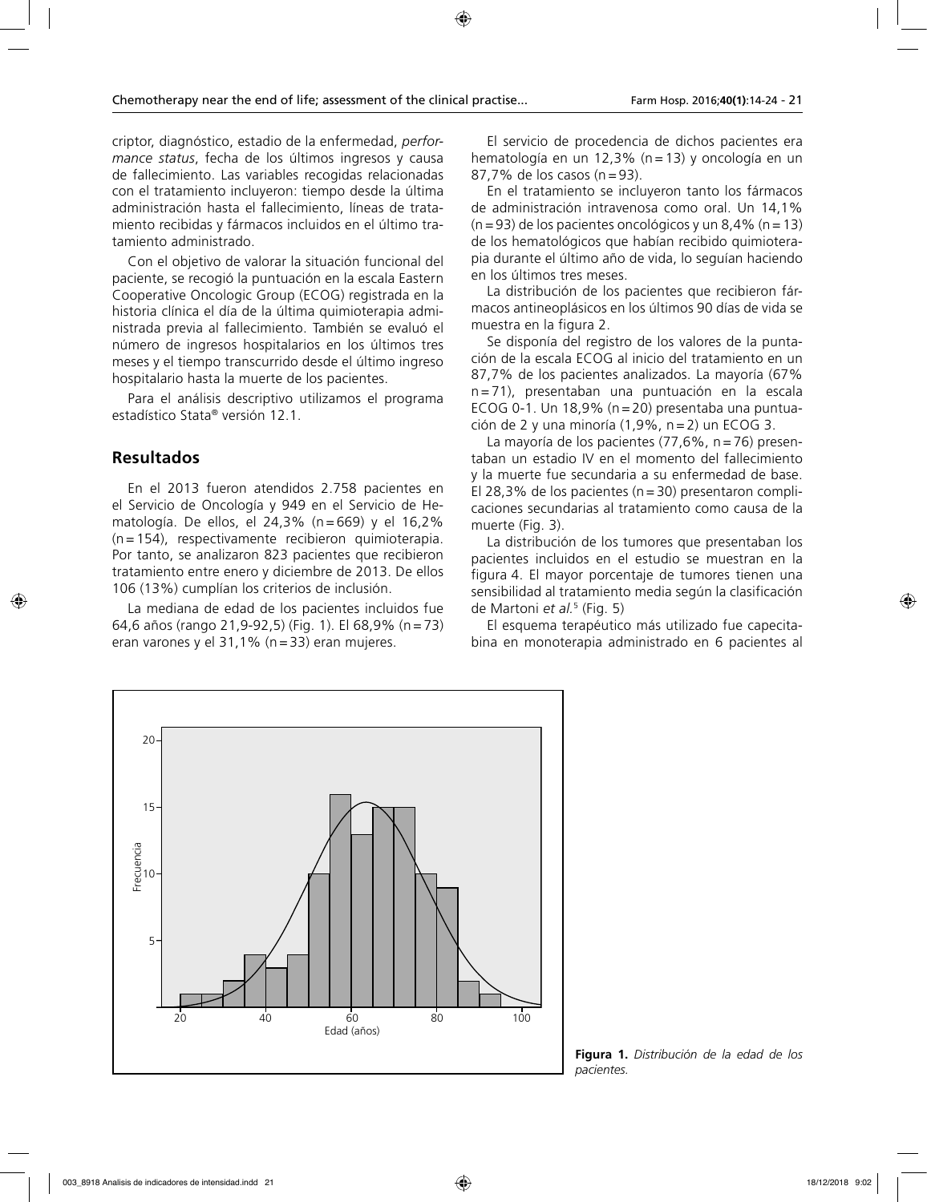criptor, diagnóstico, estadio de la enfermedad, *performance status*, fecha de los últimos ingresos y causa de fallecimiento. Las variables recogidas relacionadas con el tratamiento incluyeron: tiempo desde la última administración hasta el fallecimiento, líneas de tratamiento recibidas y fármacos incluidos en el último tratamiento administrado.

Con el objetivo de valorar la situación funcional del paciente, se recogió la puntuación en la escala Eastern Cooperative Oncologic Group (ECOG) registrada en la historia clínica el día de la última quimioterapia administrada previa al fallecimiento. También se evaluó el número de ingresos hospitalarios en los últimos tres meses y el tiempo transcurrido desde el último ingreso hospitalario hasta la muerte de los pacientes.

Para el análisis descriptivo utilizamos el programa estadístico Stata® versión 12.1.

## Resultados

En el 2013 fueron atendidos 2.758 pacientes en el Servicio de Oncología y 949 en el Servicio de Hematología. De ellos, el 24,3% (n=669) y el 16,2% (n=154), respectivamente recibieron quimioterapia. Por tanto, se analizaron 823 pacientes que recibieron tratamiento entre enero y diciembre de 2013. De ellos 106 (13%) cumplían los criterios de inclusión.

La mediana de edad de los pacientes incluidos fue 64,6 años (rango 21,9-92,5) (Fig. 1). El 68,9% (n=73) eran varones y el 31,1% (n=33) eran mujeres.

El servicio de procedencia de dichos pacientes era hematología en un 12,3% (n=13) y oncología en un 87,7% de los casos (n=93).

En el tratamiento se incluyeron tanto los fármacos de administración intravenosa como oral. Un 14,1% (n=93) de los pacientes oncológicos y un 8,4% (n=13) de los hematológicos que habían recibido quimioterapia durante el último año de vida, lo seguían haciendo en los últimos tres meses.

La distribución de los pacientes que recibieron fármacos antineoplásicos en los últimos 90 días de vida se muestra en la figura 2.

Se disponía del registro de los valores de la puntación de la escala ECOG al inicio del tratamiento en un 87,7% de los pacientes analizados. La mayoría (67% n=71), presentaban una puntuación en la escala ECOG 0-1. Un 18,9% (n=20) presentaba una puntuación de 2 y una minoría (1,9%, n=2) un ECOG 3.

La mayoría de los pacientes (77,6%, n=76) presentaban un estadio IV en el momento del fallecimiento y la muerte fue secundaria a su enfermedad de base. El 28,3% de los pacientes (n=30) presentaron complicaciones secundarias al tratamiento como causa de la muerte (Fig. 3).

La distribución de los tumores que presentaban los pacientes incluidos en el estudio se muestran en la figura 4. El mayor porcentaje de tumores tienen una sensibilidad al tratamiento media según la clasificación de Martoni *et al.*[5] (Fig. 5)

El esquema terapéutico más utilizado fue capecitabina en monoterapia administrado en 6 pacientes al

Frecuencia
20
15
10
5
20
40
60
80
100
Edad (años)

**Figura 1.** *Distribución de la edad de los pacientes.*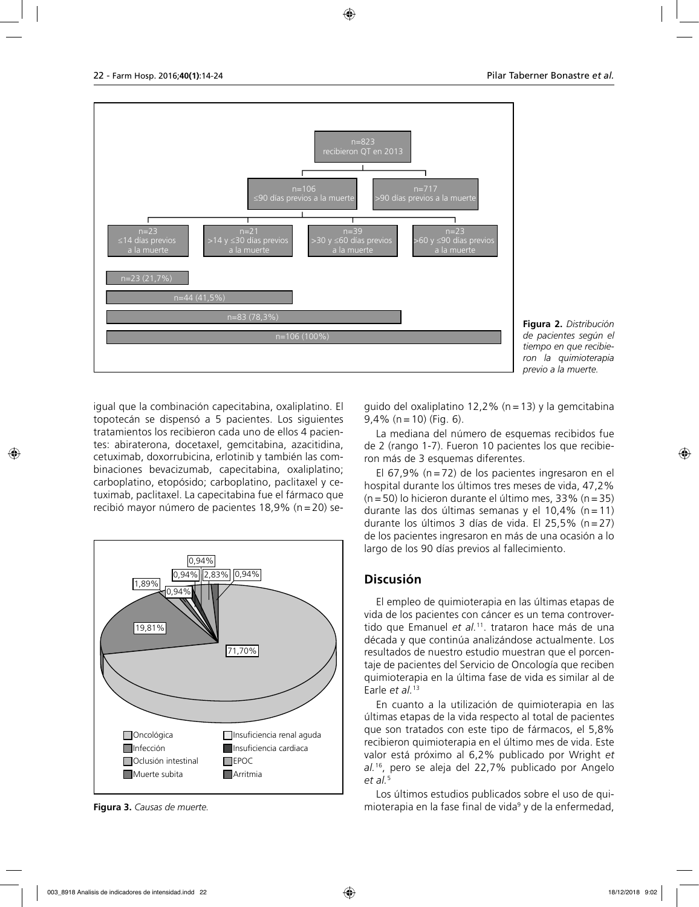n=823
recibieron QT en 2013

n=106
≤90 días previos a la muerte

n=717
>90 días previos a la muerte

n=23
≤14 días previos a la muerte

n=21
>14 y ≤30 días previos a la muerte

n=39
>30 y ≤60 días previos a la muerte

n=23
>60 y ≤90 días previos a la muerte

n=23 (21,7%)

n=44 (41,5%)

n=83 (78,3%)

n=106 (100%)

**Figura 2.** *Distribución de pacientes según el tiempo en que recibieron la quimioterapia previo a la muerte.*

igual que la combinación capecitabina, oxaliplatino. El topotecán se dispensó a 5 pacientes. Los siguientes tratamientos los recibieron cada uno de ellos 4 pacientes: abiraterona, docetaxel, gemcitabina, azacitidina, cetuximab, doxorrubicina, erlotinib y también las combinaciones bevacizumab, capecitabina, oxaliplatino; carboplatino, etopósido; carboplatino, paclitaxel y cetuximab, paclitaxel. La capecitabina fue el fármaco que recibió mayor número de pacientes 18,9% (n = 20) seguido del oxaliplatino 12,2% (n = 13) y la gemcitabina 9,4% (n = 10) (Fig. 6).

0,94%
0,94%
2,83%
0,94%
1,89%
0,94%
19,81%
71,70%

Oncológica
Insuficiencia renal aguda
Infección
Insuficiencia cardiaca
Oclusión intestinal
EPOC
Muerte subita
Arritmia

**Figura 3.** *Causas de muerte.*

La mediana del número de esquemas recibidos fue de 2 (rango 1-7). Fueron 10 pacientes los que recibieron más de 3 esquemas diferentes.

El 67,9% (n = 72) de los pacientes ingresaron en el hospital durante los últimos tres meses de vida, 47,2% (n = 50) lo hicieron durante el último mes, 33% (n = 35) durante las dos últimas semanas y el 10,4% (n = 11) durante los últimos 3 días de vida. El 25,5% (n = 27) de los pacientes ingresaron en más de una ocasión a lo largo de los 90 días previos al fallecimiento.

## Discusión

El empleo de quimioterapia en las últimas etapas de vida de los pacientes con cáncer es un tema controvertido que Emanuel *et al.*[11]. trataron hace más de una década y que continúa analizándose actualmente. Los resultados de nuestro estudio muestran que el porcentaje de pacientes del Servicio de Oncología que reciben quimioterapia en la última fase de vida es similar al de Earle *et al.*[13]

En cuanto a la utilización de quimioterapia en las últimas etapas de la vida respecto al total de pacientes que son tratados con este tipo de fármacos, el 5,8% recibieron quimioterapia en el último mes de vida. Este valor está próximo al 6,2% publicado por Wright *et al.*[16], pero se aleja del 22,7% publicado por Angelo *et al.*[5]

Los últimos estudios publicados sobre el uso de quimioterapia en la fase final de vida[9] y de la enfermedad,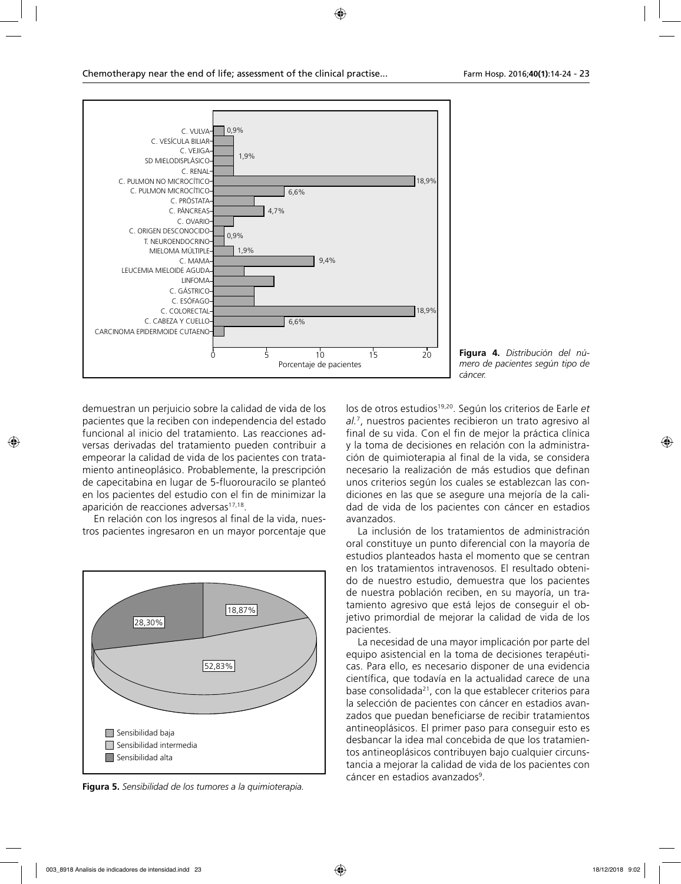C. VULVA
C. VESÍCULA BILIAR
C. VEJIGA
SD MIELODISPLÁSICO
C. RENAL
C. PULMON NO MICROCÍTICO
C. PULMON MICROCÍTICO
C. PRÓSTATA
C. PÁNCREAS
C. OVARIO
C. ORIGEN DESCONOCIDO
T. NEUROENDOCRINO
MIELOMA MÚLTIPLE
C. MAMA
LEUCEMIA MIELOIDE AGUDA
LINFOMA
C. GÁSTRICO
C. ESÓFAGO
C. COLORECTAL
C. CABEZA Y CUELLO
CARCINOMA EPIDERMOIDE CUTAENO

0,9%
1,9%
18,9%
6,6%
4,7%
0,9%
1,9%
9,4%
18,9%
6,6%

0 5 10 15 20
Porcentaje de pacientes

**Figura 4.** *Distribución del número de pacientes según tipo de cáncer.*

demuestran un perjuicio sobre la calidad de vida de los pacientes que la reciben con independencia del estado funcional al inicio del tratamiento. Las reacciones adversas derivadas del tratamiento pueden contribuir a empeorar la calidad de vida de los pacientes con tratamiento antineoplásico. Probablemente, la prescripción de capecitabina en lugar de 5-fluorouracilo se planteó en los pacientes del estudio con el fin de minimizar la aparición de reacciones adversas[17,18].

En relación con los ingresos al final de la vida, nuestros pacientes ingresaron en un mayor porcentaje que los de otros estudios[19,20]. Según los criterios de Earle *et al.*[7], nuestros pacientes recibieron un trato agresivo al final de su vida. Con el fin de mejor la práctica clínica y la toma de decisiones en relación con la administración de quimioterapia al final de la vida, se considera necesario la realización de más estudios que definan unos criterios según los cuales se establezcan las condiciones en las que se asegure una mejoría de la calidad de vida de los pacientes con cáncer en estadios avanzados.

La inclusión de los tratamientos de administración oral constituye un punto diferencial con la mayoría de estudios planteados hasta el momento que se centran en los tratamientos intravenosos. El resultado obtenido de nuestro estudio, demuestra que los pacientes de nuestra población reciben, en su mayoría, un tratamiento agresivo que está lejos de conseguir el objetivo primordial de mejorar la calidad de vida de los pacientes.

La necesidad de una mayor implicación por parte del equipo asistencial en la toma de decisiones terapéuticas. Para ello, es necesario disponer de una evidencia científica, que todavía en la actualidad carece de una base consolidada[21], con la que establecer criterios para la selección de pacientes con cáncer en estadios avanzados que puedan beneficiarse de recibir tratamientos antineoplásicos. El primer paso para conseguir esto es desbancar la idea mal concebida de que los tratamientos antineoplásicos contribuyen bajo cualquier circunstancia a mejorar la calidad de vida de los pacientes con cáncer en estadios avanzados[9].

18,87%
52,83%
28,30%

Sensibilidad baja
Sensibilidad intermedia
Sensibilidad alta

**Figura 5.** *Sensibilidad de los tumores a la quimioterapia.*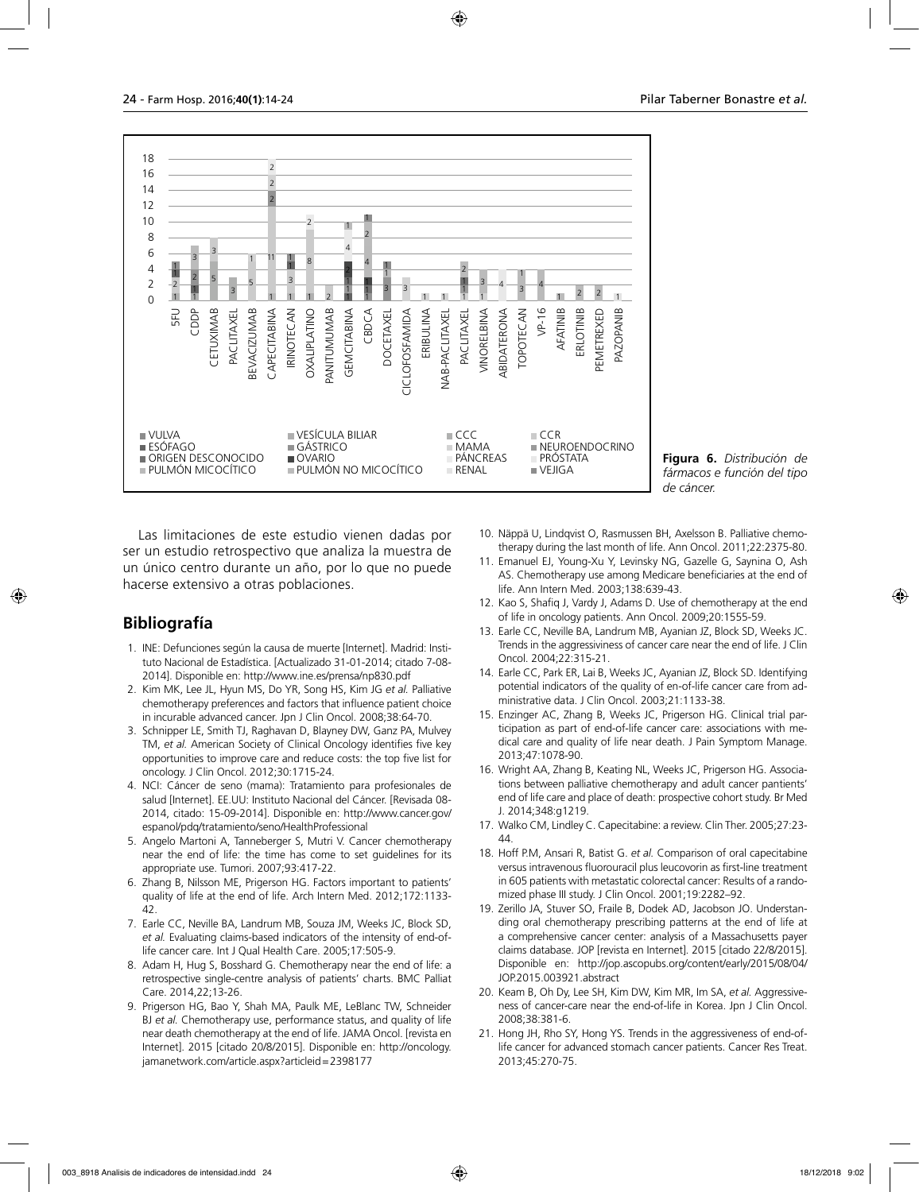18
16
14
12
10
8
6
4
2
0

5FU
CDDP
CETUXIMAB
PACLITAXEL
BEVACIZUMAB
CAPECITABINA
IRINOTECAN
OXALIPLATINO
PANITUMUMAB
GEMCITABINA
CBDCA
DOCETAXEL
CICLOFOSFAMIDA
ERIBULINA
NAB-PACLITAXEL
PACLITAXEL
VINORELBINA
ABIDATERONA
TOPOTECAN
VP-16
AFATINIB
ERLOTINIB
PEMETREXED
PAZOPANIB

VULVA
ESÓFAGO
ORIGEN DESCONOCIDO
PULMÓN MICOCÍTICO
VESÍCULA BILIAR
GÁSTRICO
OVARIO
PULMÓN NO MICOCÍTICO
CCC
MAMA
PÁNCREAS
RENAL
CCR
NEUROENDOCRINO
PRÓSTATA
VEJIGA

**Figura 6.** *Distribución de fármacos e función del tipo de cáncer.*

Las limitaciones de este estudio vienen dadas por ser un estudio retrospectivo que analiza la muestra de un único centro durante un año, por lo que no puede hacerse extensivo a otras poblaciones.

## Bibliografía

1. INE: Defunciones según la causa de muerte [Internet]. Madrid: Instituto Nacional de Estadística. [Actualizado 31-01-2014; citado 7-08-2014]. Disponible en: http://www.ine.es/prensa/np830.pdf
2. Kim MK, Lee JL, Hyun MS, Do YR, Song HS, Kim JG *et al.* Palliative chemotherapy preferences and factors that influence patient choice in incurable advanced cancer. Jpn J Clin Oncol. 2008;38:64-70.
3. Schnipper LE, Smith TJ, Raghavan D, Blayney DW, Ganz PA, Mulvey TM, *et al.* American Society of Clinical Oncology identifies five key opportunities to improve care and reduce costs: the top five list for oncology. J Clin Oncol. 2012;30:1715-24.
4. NCI: Cáncer de seno (mama): Tratamiento para profesionales de salud [Internet]. EE.UU: Instituto Nacional del Cáncer. [Revisada 08-2014, citado: 15-09-2014]. Disponible en: http://www.cancer.gov/espanol/pdq/tratamiento/seno/HealthProfessional
5. Angelo Martoni A, Tanneberger S, Mutri V. Cancer chemotherapy near the end of life: the time has come to set guidelines for its appropriate use. Tumori. 2007;93:417-22.
6. Zhang B, Nilsson ME, Prigerson HG. Factors important to patients' quality of life at the end of life. Arch Intern Med. 2012;172:1133-42.
7. Earle CC, Neville BA, Landrum MB, Souza JM, Weeks JC, Block SD, *et al.* Evaluating claims-based indicators of the intensity of end-of-life cancer care. Int J Qual Health Care. 2005;17:505-9.
8. Adam H, Hug S, Bosshard G. Chemotherapy near the end of life: a retrospective single-centre analysis of patients' charts. BMC Palliat Care. 2014,22;13-26.
9. Prigerson HG, Bao Y, Shah MA, Paulk ME, LeBlanc TW, Schneider BJ *et al.* Chemotherapy use, performance status, and quality of life near death chemotherapy at the end of life. JAMA Oncol. [revista en Internet]. 2015 [citado 20/8/2015]. Disponible en: http://oncology.jamanetwork.com/article.aspx?articleid=2398177
10. Näppä U, Lindqvist O, Rasmussen BH, Axelsson B. Palliative chemotherapy during the last month of life. Ann Oncol. 2011;22:2375-80.
11. Emanuel EJ, Young-Xu Y, Levinsky NG, Gazelle G, Saynina O, Ash AS. Chemotherapy use among Medicare beneficiaries at the end of life. Ann Intern Med. 2003;138:639-43.
12. Kao S, Shafiq J, Vardy J, Adams D. Use of chemotherapy at the end of life in oncology patients. Ann Oncol. 2009;20:1555-59.
13. Earle CC, Neville BA, Landrum MB, Ayanian JZ, Block SD, Weeks JC. Trends in the aggressiviness of cancer care near the end of life. J Clin Oncol. 2004;22:315-21.
14. Earle CC, Park ER, Lai B, Weeks JC, Ayanian JZ, Block SD. Identifying potential indicators of the quality of en-of-life cancer care from administrative data. J Clin Oncol. 2003;21:1133-38.
15. Enzinger AC, Zhang B, Weeks JC, Prigerson HG. Clinical trial participation as part of end-of-life cancer care: associations with medical care and quality of life near death. J Pain Symptom Manage. 2013;47:1078-90.
16. Wright AA, Zhang B, Keating NL, Weeks JC, Prigerson HG. Associations between palliative chemotherapy and adult cancer pantients' end of life care and place of death: prospective cohort study. Br Med J. 2014;348:g1219.
17. Walko CM, Lindley C. Capecitabine: a review. Clin Ther. 2005;27:23-44.
18. Hoff P.M, Ansari R, Batist G. *et al.* Comparison of oral capecitabine versus intravenous fluorouracil plus leucovorin as first-line treatment in 605 patients with metastatic colorectal cancer: Results of a randomized phase III study. J Clin Oncol. 2001;19:2282–92.
19. Zerillo JA, Stuver SO, Fraile B, Dodek AD, Jacobson JO. Understanding oral chemotherapy prescribing patterns at the end of life at a comprehensive cancer center: analysis of a Massachusetts payer claims database. JOP [revista en Internet]. 2015 [citado 22/8/2015]. Disponible en: http://jop.ascopubs.org/content/early/2015/08/04/JOP.2015.003921.abstract
20. Keam B, Oh Dy, Lee SH, Kim DW, Kim MR, Im SA, *et al.* Aggressiveness of cancer-care near the end-of-life in Korea. Jpn J Clin Oncol. 2008;38:381-6.
21. Hong JH, Rho SY, Hong YS. Trends in the aggressiveness of end-of-life cancer for advanced stomach cancer patients. Cancer Res Treat. 2013;45:270-75.